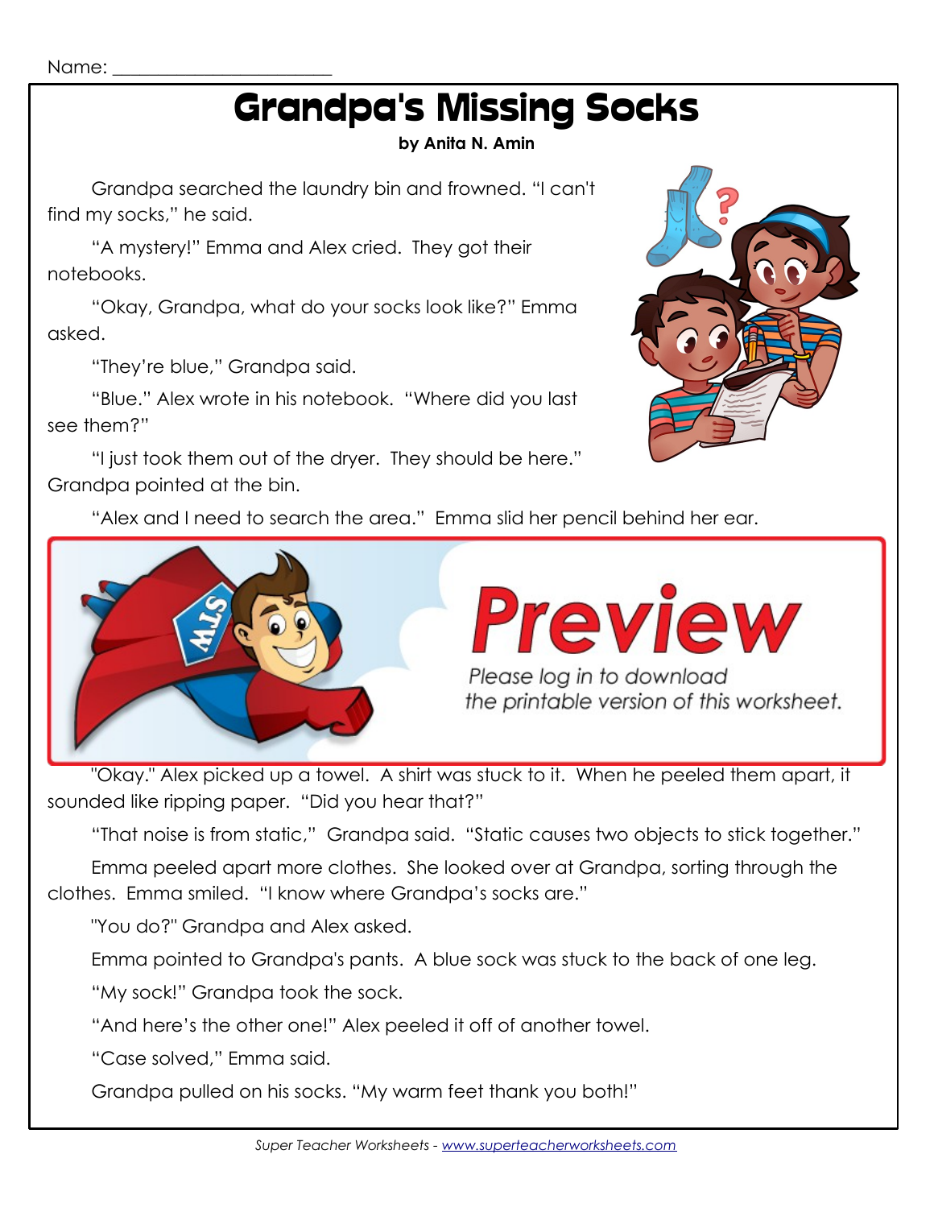Name: ________________________

# Grandpa's Missing Socks

**by Anita N. Amin**

Grandpa searched the laundry bin and frowned. "I can't find my socks," he said.

"A mystery!" Emma and Alex cried. They got their notebooks.

"Okay, Grandpa, what do your socks look like?" Emma asked.

"They're blue," Grandpa said.

"Blue." Alex wrote in his notebook. "Where did you last see them?"

"I just took them out of the dryer. They should be here." Grandpa pointed at the bin.

"Alex and I need to search the area." Emma slid her pencil behind her ear.

Preview

*Please log in to download the printable version of this worksheet.*

"Okay." Alex picked up a towel. A shirt was stuck to it. When he peeled them apart, it sounded like ripping paper. "Did you hear that?"

"That noise is from static," Grandpa said. "Static causes two objects to stick together."

Emma peeled apart more clothes. She looked over at Grandpa, sorting through the clothes. Emma smiled. "I know where Grandpa's socks are."

"You do?" Grandpa and Alex asked.

Emma pointed to Grandpa's pants. A blue sock was stuck to the back of one leg.

"My sock!" Grandpa took the sock.

"And here's the other one!" Alex peeled it off of another towel.

"Case solved," Emma said.

Grandpa pulled on his socks. "My warm feet thank you both!"

*Super Teacher Worksheets - www.superteacherworksheets.com*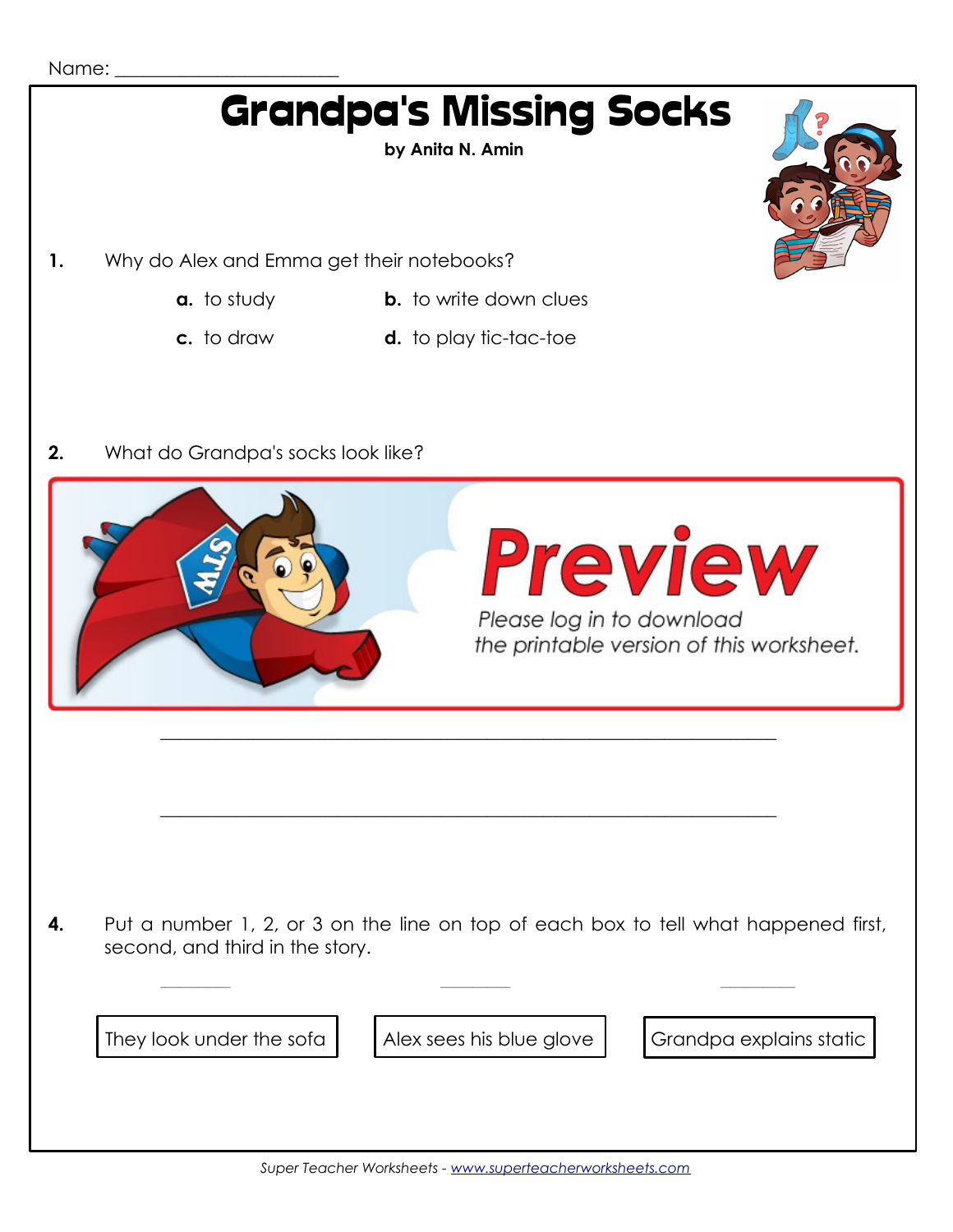Name: _______________________

# Grandpa's Missing Socks

**by Anita N. Amin**

**1.** Why do Alex and Emma get their notebooks?

- **a.** to study
- **b.** to write down clues
- **c.** to draw
- **d.** to play tic-tac-toe

**2.** What do Grandpa's socks look like?

**Preview**

*Please log in to download the printable version of this worksheet.*

_______________________________________________

_______________________________________________

**4.** Put a number 1, 2, or 3 on the line on top of each box to tell what happened first, second, and third in the story.

| ____ | ____ | ____ |
|---|---|---|
| They look under the sofa | Alex sees his blue glove | Grandpa explains static |

*Super Teacher Worksheets - www.superteacherworksheets.com*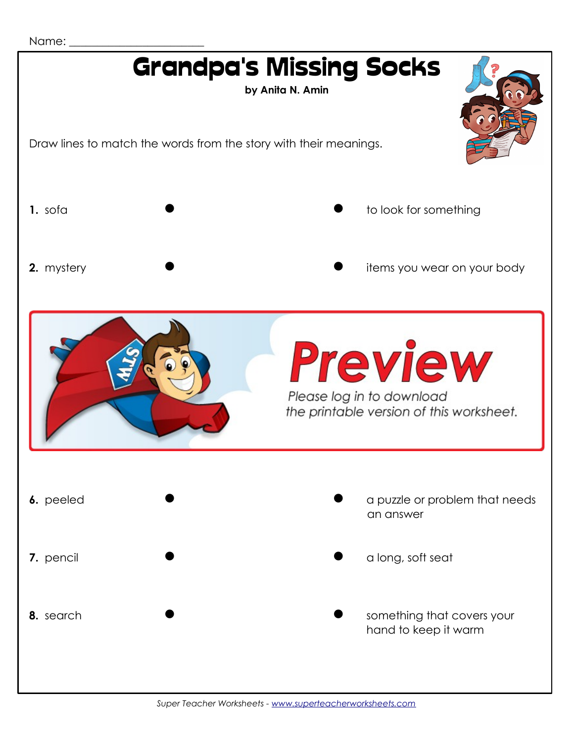Name: ______________________

# Grandpa's Missing Socks

**by Anita N. Amin**

Draw lines to match the words from the story with their meanings.

| Word | | | Meaning |
|---|---|---|---|
| **1.** sofa | ● | ● | to look for something |
| **2.** mystery | ● | ● | items you wear on your body |

Preview

Please log in to download the printable version of this worksheet.

| Word | | | Meaning |
|---|---|---|---|
| **6.** peeled | ● | ● | a puzzle or problem that needs an answer |
| **7.** pencil | ● | ● | a long, soft seat |
| **8.** search | ● | ● | something that covers your hand to keep it warm |

*Super Teacher Worksheets - www.superteacherworksheets.com*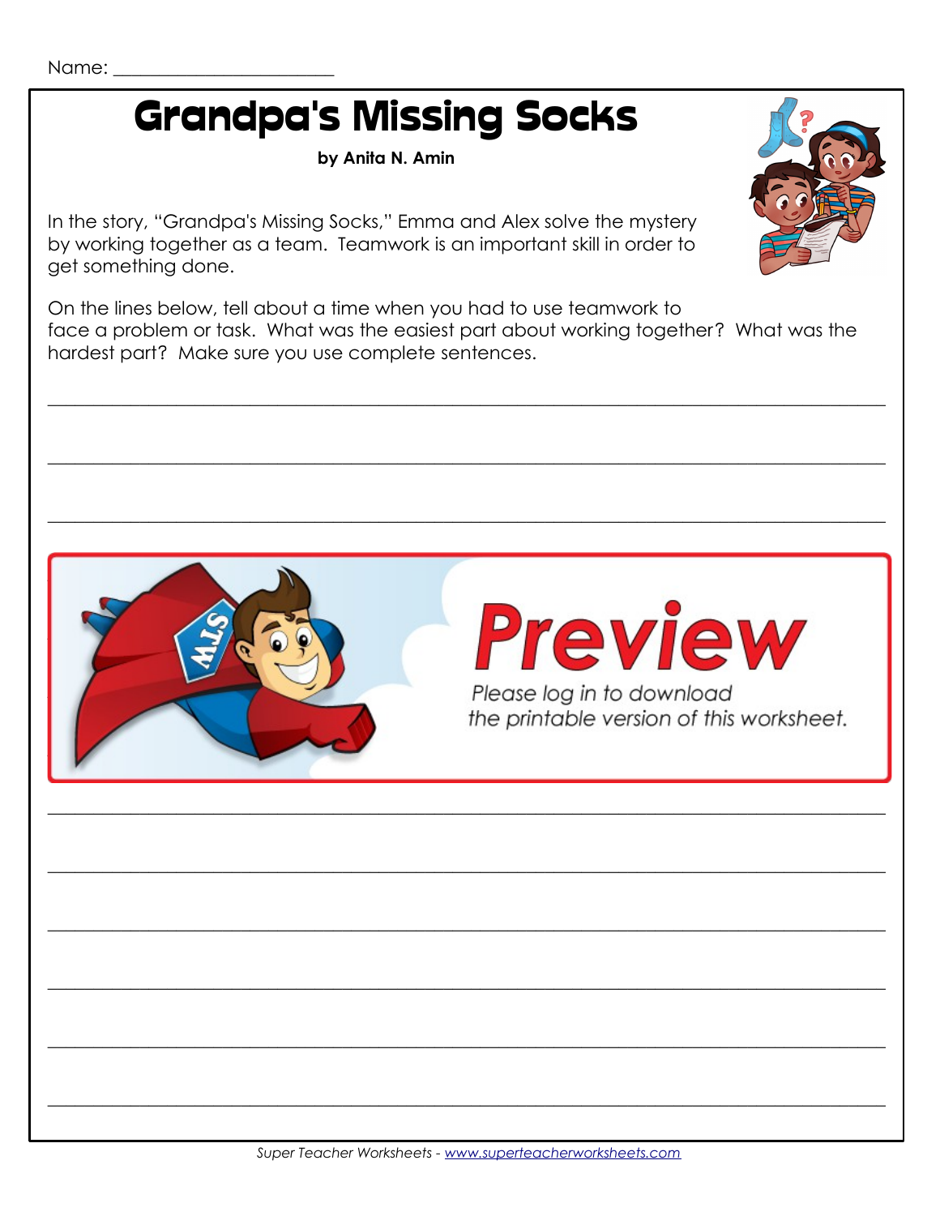Name: ______________________

# Grandpa's Missing Socks

**by Anita N. Amin**

In the story, "Grandpa's Missing Socks," Emma and Alex solve the mystery by working together as a team. Teamwork is an important skill in order to get something done.

On the lines below, tell about a time when you had to use teamwork to face a problem or task. What was the easiest part about working together? What was the hardest part? Make sure you use complete sentences.

______________________________________________________________________

______________________________________________________________________

______________________________________________________________________

Preview

*Please log in to download the printable version of this worksheet.*

______________________________________________________________________

______________________________________________________________________

______________________________________________________________________

______________________________________________________________________

______________________________________________________________________

______________________________________________________________________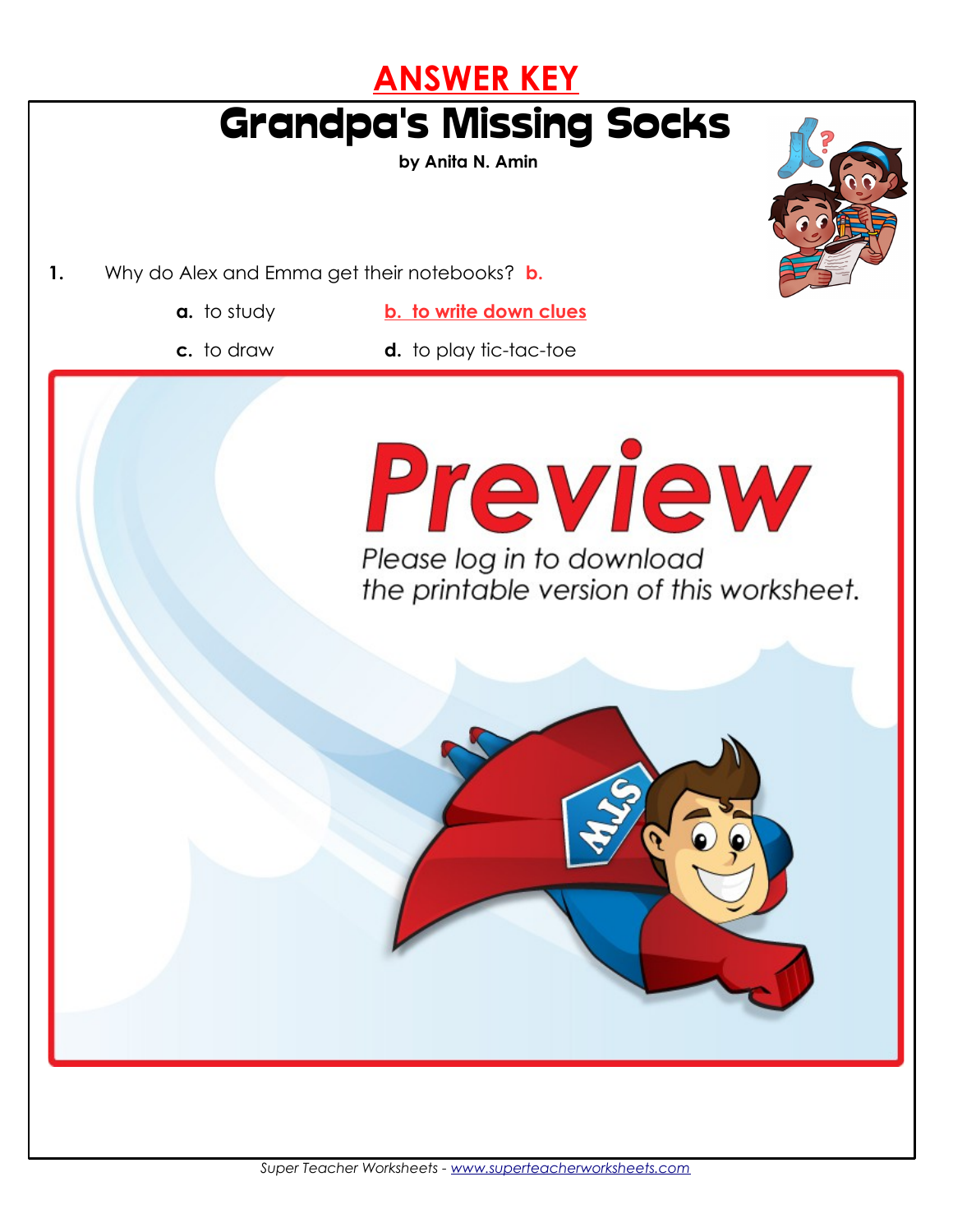# ANSWER KEY

## Grandpa's Missing Socks

**by Anita N. Amin**

**1.** Why do Alex and Emma get their notebooks? **b.**

**a.** to study

**b. to write down clues**

**c.** to draw

**d.** to play tic-tac-toe

Preview

Please log in to download the printable version of this worksheet.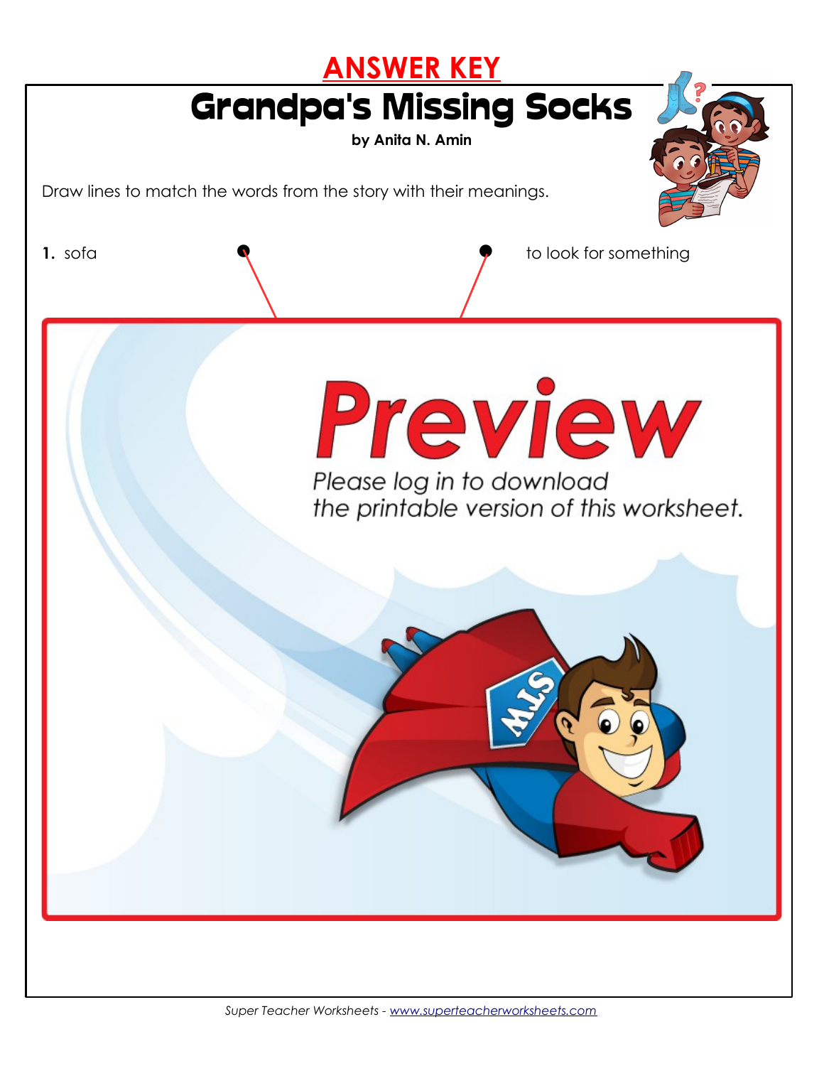**ANSWER KEY**

# Grandpa's Missing Socks

**by Anita N. Amin**

Draw lines to match the words from the story with their meanings.

**1.** sofa

to look for something

Preview

Please log in to download the printable version of this worksheet.